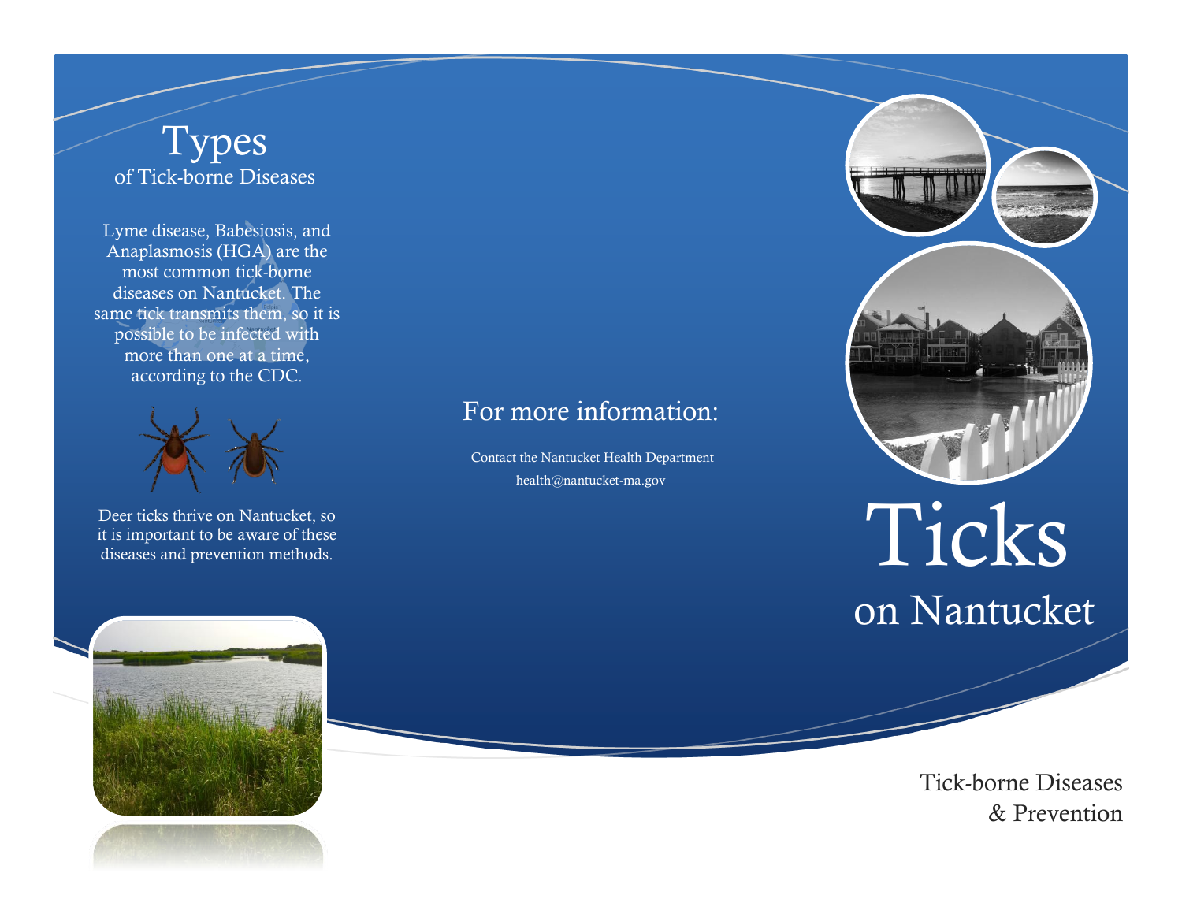# Types
## of Tick-borne Diseases

Lyme disease, Babesiosis, and Anaplasmosis (HGA) are the most common tick-borne diseases on Nantucket. The same tick transmits them, so it is possible to be infected with more than one at a time, according to the CDC.

Deer ticks thrive on Nantucket, so it is important to be aware of these diseases and prevention methods.

## For more information:

Contact the Nantucket Health Department

health@nantucket-ma.gov

# Ticks
## on Nantucket

Tick-borne Diseases & Prevention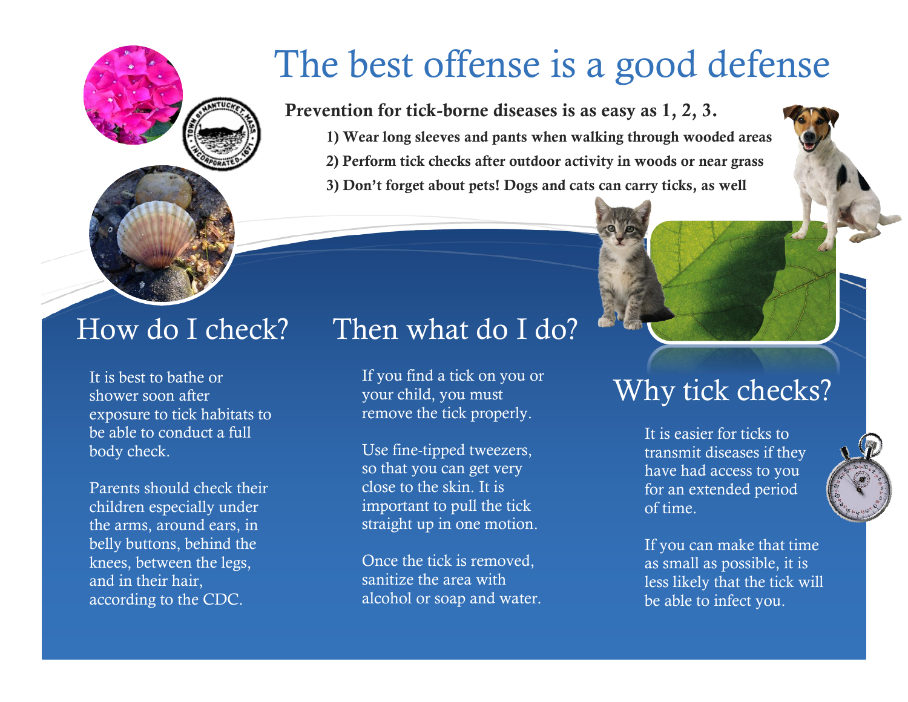# The best offense is a good defense

**Prevention for tick-borne diseases is as easy as 1, 2, 3.**

1. **Wear long sleeves and pants when walking through wooded areas**
2. **Perform tick checks after outdoor activity in woods or near grass**
3. **Don't forget about pets! Dogs and cats can carry ticks, as well**

## How do I check?

It is best to bathe or shower soon after exposure to tick habitats to be able to conduct a full body check.

Parents should check their children especially under the arms, around ears, in belly buttons, behind the knees, between the legs, and in their hair, according to the CDC.

## Then what do I do?

If you find a tick on you or your child, you must remove the tick properly.

Use fine-tipped tweezers, so that you can get very close to the skin. It is important to pull the tick straight up in one motion.

Once the tick is removed, sanitize the area with alcohol or soap and water.

## Why tick checks?

It is easier for ticks to transmit diseases if they have had access to you for an extended period of time.

If you can make that time as small as possible, it is less likely that the tick will be able to infect you.